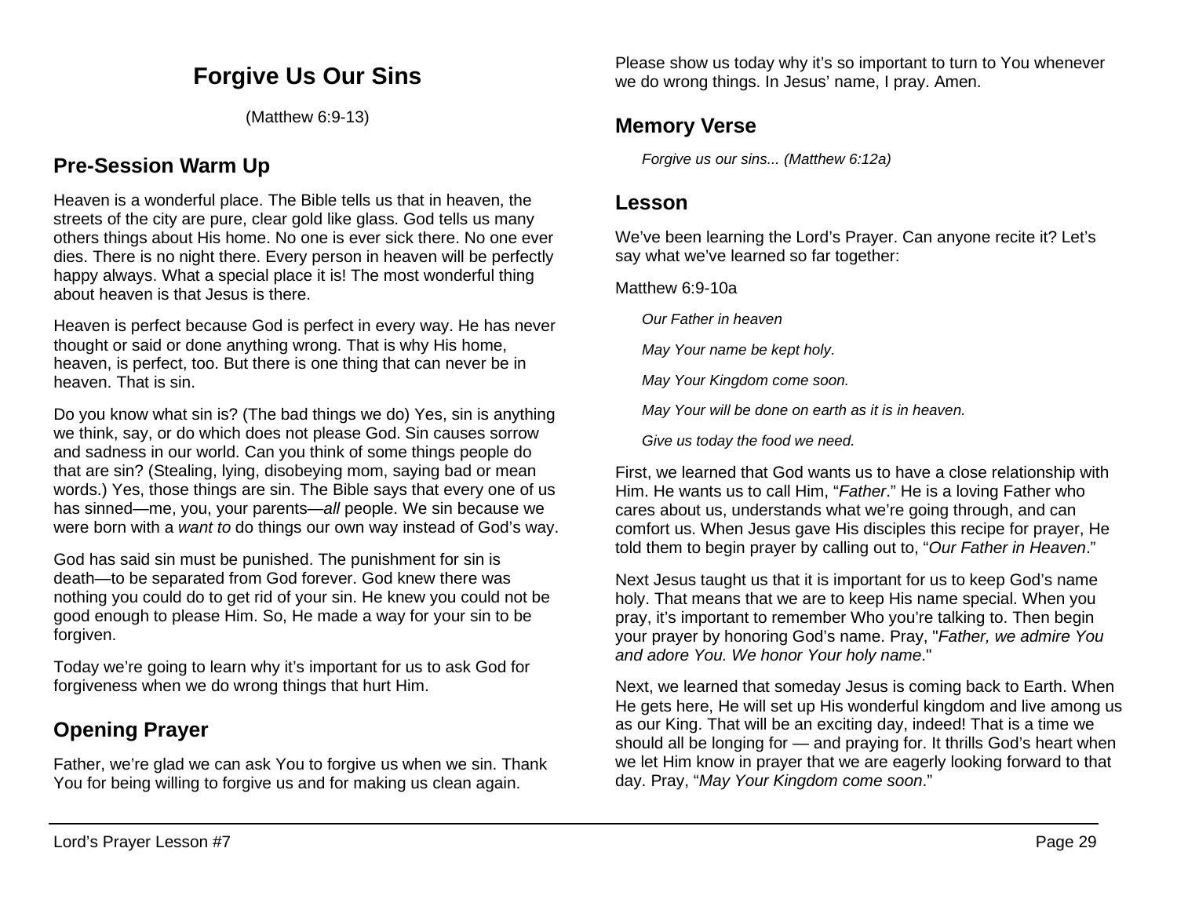# Forgive Us Our Sins

(Matthew 6:9-13)

## Pre-Session Warm Up

Heaven is a wonderful place. The Bible tells us that in heaven, the streets of the city are pure, clear gold like glass. God tells us many others things about His home. No one is ever sick there. No one ever dies. There is no night there. Every person in heaven will be perfectly happy always. What a special place it is! The most wonderful thing about heaven is that Jesus is there.

Heaven is perfect because God is perfect in every way. He has never thought or said or done anything wrong. That is why His home, heaven, is perfect, too. But there is one thing that can never be in heaven. That is sin.

Do you know what sin is? (The bad things we do) Yes, sin is anything we think, say, or do which does not please God. Sin causes sorrow and sadness in our world. Can you think of some things people do that are sin? (Stealing, lying, disobeying mom, saying bad or mean words.) Yes, those things are sin. The Bible says that every one of us has sinned—me, you, your parents—*all* people. We sin because we were born with a *want to* do things our own way instead of God's way.

God has said sin must be punished. The punishment for sin is death—to be separated from God forever. God knew there was nothing you could do to get rid of your sin. He knew you could not be good enough to please Him. So, He made a way for your sin to be forgiven.

Today we're going to learn why it's important for us to ask God for forgiveness when we do wrong things that hurt Him.

## Opening Prayer

Father, we're glad we can ask You to forgive us when we sin. Thank You for being willing to forgive us and for making us clean again. Please show us today why it's so important to turn to You whenever we do wrong things. In Jesus' name, I pray. Amen.

## Memory Verse

*Forgive us our sins... (Matthew 6:12a)*

## Lesson

We've been learning the Lord's Prayer. Can anyone recite it? Let's say what we've learned so far together:

Matthew 6:9-10a

*Our Father in heaven*

*May Your name be kept holy.*

*May Your Kingdom come soon.*

*May Your will be done on earth as it is in heaven.*

*Give us today the food we need.*

First, we learned that God wants us to have a close relationship with Him. He wants us to call Him, "*Father*." He is a loving Father who cares about us, understands what we're going through, and can comfort us. When Jesus gave His disciples this recipe for prayer, He told them to begin prayer by calling out to, "*Our Father in Heaven*."

Next Jesus taught us that it is important for us to keep God's name holy. That means that we are to keep His name special. When you pray, it's important to remember Who you're talking to. Then begin your prayer by honoring God's name. Pray, "*Father, we admire You and adore You. We honor Your holy name*."

Next, we learned that someday Jesus is coming back to Earth. When He gets here, He will set up His wonderful kingdom and live among us as our King. That will be an exciting day, indeed! That is a time we should all be longing for — and praying for. It thrills God's heart when we let Him know in prayer that we are eagerly looking forward to that day. Pray, "*May Your Kingdom come soon*."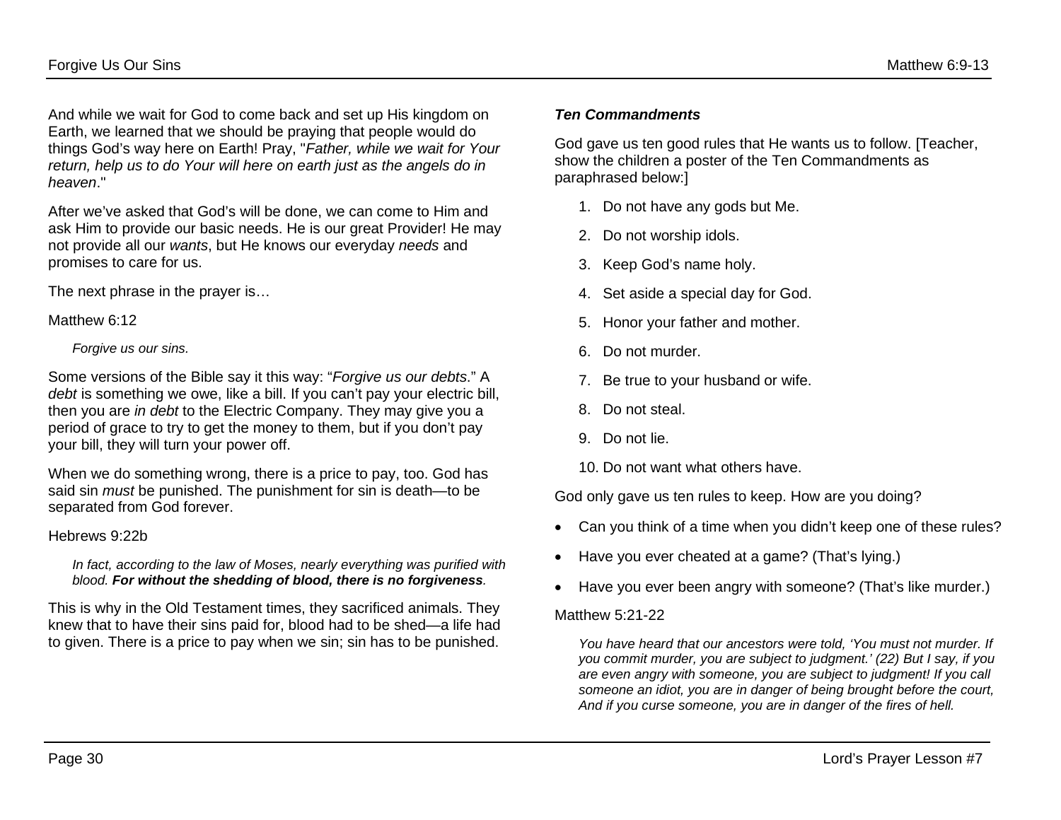And while we wait for God to come back and set up His kingdom on Earth, we learned that we should be praying that people would do things God's way here on Earth! Pray, "*Father, while we wait for Your return, help us to do Your will here on earth just as the angels do in heaven*."

After we've asked that God's will be done, we can come to Him and ask Him to provide our basic needs. He is our great Provider! He may not provide all our *wants*, but He knows our everyday *needs* and promises to care for us.

The next phrase in the prayer is…

Matthew 6:12

> *Forgive us our sins.*

Some versions of the Bible say it this way: "*Forgive us our debts*." A *debt* is something we owe, like a bill. If you can't pay your electric bill, then you are *in debt* to the Electric Company. They may give you a period of grace to try to get the money to them, but if you don't pay your bill, they will turn your power off.

When we do something wrong, there is a price to pay, too. God has said sin *must* be punished. The punishment for sin is death—to be separated from God forever.

Hebrews 9:22b

> *In fact, according to the law of Moses, nearly everything was purified with blood.* ***For without the shedding of blood, there is no forgiveness****.*

This is why in the Old Testament times, they sacrificed animals. They knew that to have their sins paid for, blood had to be shed—a life had to given. There is a price to pay when we sin; sin has to be punished.

### *Ten Commandments*

God gave us ten good rules that He wants us to follow. [Teacher, show the children a poster of the Ten Commandments as paraphrased below:]

1. Do not have any gods but Me.
2. Do not worship idols.
3. Keep God's name holy.
4. Set aside a special day for God.
5. Honor your father and mother.
6. Do not murder.
7. Be true to your husband or wife.
8. Do not steal.
9. Do not lie.
10. Do not want what others have.

God only gave us ten rules to keep. How are you doing?

- Can you think of a time when you didn't keep one of these rules?
- Have you ever cheated at a game? (That's lying.)
- Have you ever been angry with someone? (That's like murder.)

Matthew 5:21-22

> *You have heard that our ancestors were told, 'You must not murder. If you commit murder, you are subject to judgment.' (22) But I say, if you are even angry with someone, you are subject to judgment! If you call someone an idiot, you are in danger of being brought before the court, And if you curse someone, you are in danger of the fires of hell.*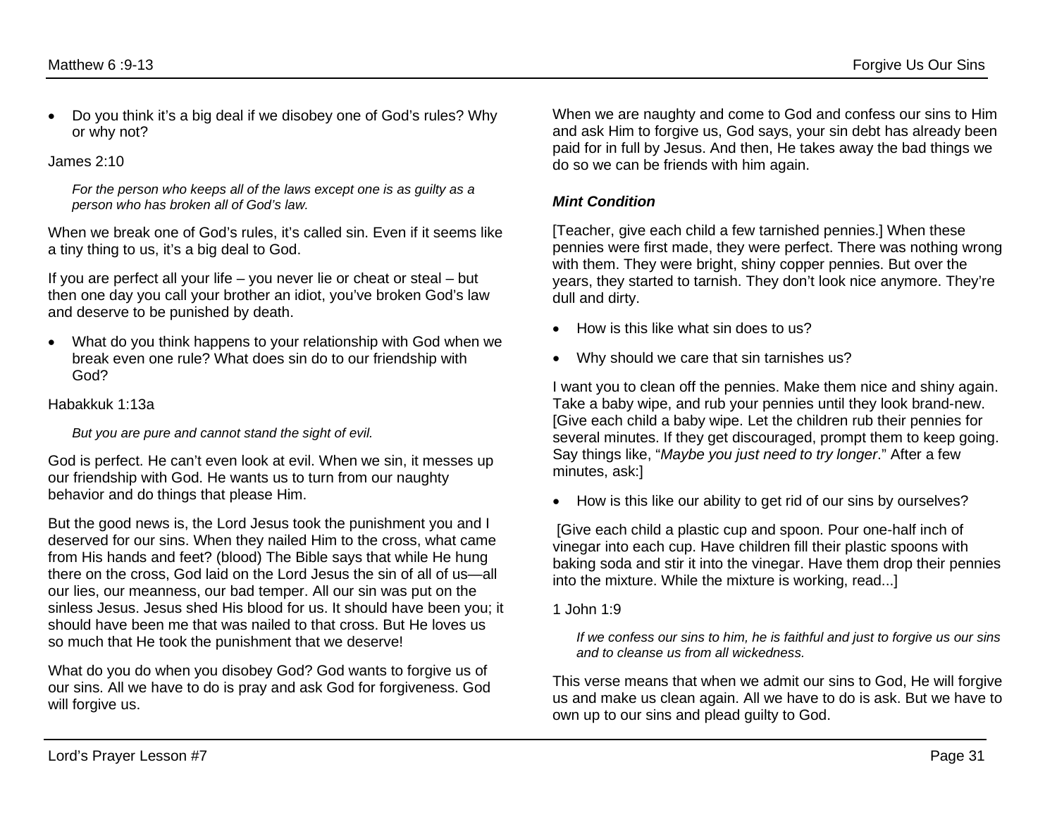- Do you think it's a big deal if we disobey one of God's rules? Why or why not?

James 2:10

> *For the person who keeps all of the laws except one is as guilty as a person who has broken all of God's law.*

When we break one of God's rules, it's called sin. Even if it seems like a tiny thing to us, it's a big deal to God.

If you are perfect all your life – you never lie or cheat or steal – but then one day you call your brother an idiot, you've broken God's law and deserve to be punished by death.

- What do you think happens to your relationship with God when we break even one rule? What does sin do to our friendship with God?

Habakkuk 1:13a

> *But you are pure and cannot stand the sight of evil.*

God is perfect. He can't even look at evil. When we sin, it messes up our friendship with God. He wants us to turn from our naughty behavior and do things that please Him.

But the good news is, the Lord Jesus took the punishment you and I deserved for our sins. When they nailed Him to the cross, what came from His hands and feet? (blood) The Bible says that while He hung there on the cross, God laid on the Lord Jesus the sin of all of us—all our lies, our meanness, our bad temper. All our sin was put on the sinless Jesus. Jesus shed His blood for us. It should have been you; it should have been me that was nailed to that cross. But He loves us so much that He took the punishment that we deserve!

What do you do when you disobey God? God wants to forgive us of our sins. All we have to do is pray and ask God for forgiveness. God will forgive us.

When we are naughty and come to God and confess our sins to Him and ask Him to forgive us, God says, your sin debt has already been paid for in full by Jesus. And then, He takes away the bad things we do so we can be friends with him again.

***Mint Condition***

[Teacher, give each child a few tarnished pennies.] When these pennies were first made, they were perfect. There was nothing wrong with them. They were bright, shiny copper pennies. But over the years, they started to tarnish. They don't look nice anymore. They're dull and dirty.

- How is this like what sin does to us?
- Why should we care that sin tarnishes us?

I want you to clean off the pennies. Make them nice and shiny again. Take a baby wipe, and rub your pennies until they look brand-new. [Give each child a baby wipe. Let the children rub their pennies for several minutes. If they get discouraged, prompt them to keep going. Say things like, "*Maybe you just need to try longer*." After a few minutes, ask:]

- How is this like our ability to get rid of our sins by ourselves?

[Give each child a plastic cup and spoon. Pour one-half inch of vinegar into each cup. Have children fill their plastic spoons with baking soda and stir it into the vinegar. Have them drop their pennies into the mixture. While the mixture is working, read...]

1 John 1:9

> *If we confess our sins to him, he is faithful and just to forgive us our sins and to cleanse us from all wickedness.*

This verse means that when we admit our sins to God, He will forgive us and make us clean again. All we have to do is ask. But we have to own up to our sins and plead guilty to God.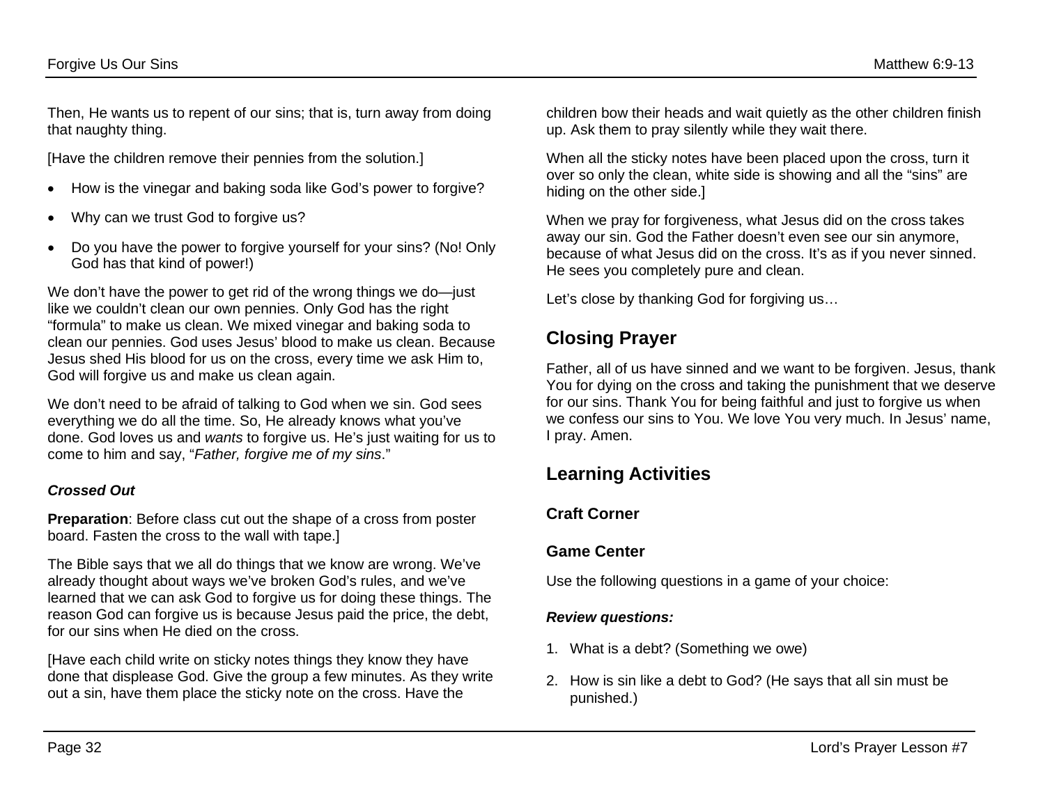Then, He wants us to repent of our sins; that is, turn away from doing that naughty thing.

[Have the children remove their pennies from the solution.]

- How is the vinegar and baking soda like God's power to forgive?
- Why can we trust God to forgive us?
- Do you have the power to forgive yourself for your sins? (No! Only God has that kind of power!)

We don't have the power to get rid of the wrong things we do—just like we couldn't clean our own pennies. Only God has the right "formula" to make us clean. We mixed vinegar and baking soda to clean our pennies. God uses Jesus' blood to make us clean. Because Jesus shed His blood for us on the cross, every time we ask Him to, God will forgive us and make us clean again.

We don't need to be afraid of talking to God when we sin. God sees everything we do all the time. So, He already knows what you've done. God loves us and *wants* to forgive us. He's just waiting for us to come to him and say, "*Father, forgive me of my sins*."

***Crossed Out***

**Preparation**: Before class cut out the shape of a cross from poster board. Fasten the cross to the wall with tape.]

The Bible says that we all do things that we know are wrong. We've already thought about ways we've broken God's rules, and we've learned that we can ask God to forgive us for doing these things. The reason God can forgive us is because Jesus paid the price, the debt, for our sins when He died on the cross.

[Have each child write on sticky notes things they know they have done that displease God. Give the group a few minutes. As they write out a sin, have them place the sticky note on the cross. Have the children bow their heads and wait quietly as the other children finish up. Ask them to pray silently while they wait there.

When all the sticky notes have been placed upon the cross, turn it over so only the clean, white side is showing and all the "sins" are hiding on the other side.]

When we pray for forgiveness, what Jesus did on the cross takes away our sin. God the Father doesn't even see our sin anymore, because of what Jesus did on the cross. It's as if you never sinned. He sees you completely pure and clean.

Let's close by thanking God for forgiving us…

## Closing Prayer

Father, all of us have sinned and we want to be forgiven. Jesus, thank You for dying on the cross and taking the punishment that we deserve for our sins. Thank You for being faithful and just to forgive us when we confess our sins to You. We love You very much. In Jesus' name, I pray. Amen.

## Learning Activities

### Craft Corner

### Game Center

Use the following questions in a game of your choice:

***Review questions:***

1. What is a debt? (Something we owe)
2. How is sin like a debt to God? (He says that all sin must be punished.)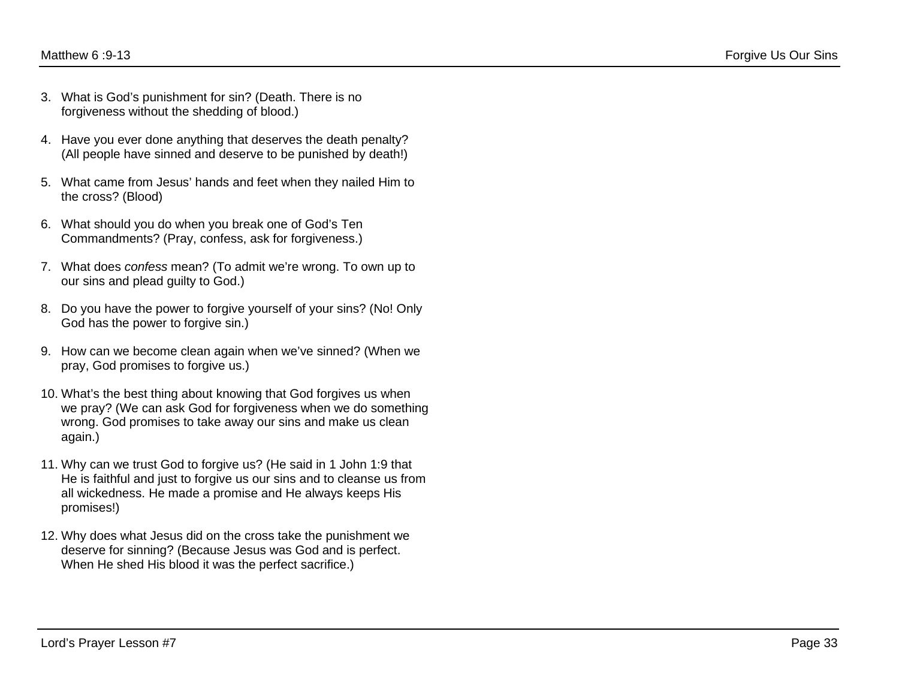3. What is God’s punishment for sin? (Death. There is no forgiveness without the shedding of blood.)
4. Have you ever done anything that deserves the death penalty? (All people have sinned and deserve to be punished by death!)
5. What came from Jesus’ hands and feet when they nailed Him to the cross? (Blood)
6. What should you do when you break one of God’s Ten Commandments? (Pray, confess, ask for forgiveness.)
7. What does *confess* mean? (To admit we’re wrong. To own up to our sins and plead guilty to God.)
8. Do you have the power to forgive yourself of your sins? (No! Only God has the power to forgive sin.)
9. How can we become clean again when we’ve sinned? (When we pray, God promises to forgive us.)
10. What’s the best thing about knowing that God forgives us when we pray? (We can ask God for forgiveness when we do something wrong. God promises to take away our sins and make us clean again.)
11. Why can we trust God to forgive us? (He said in 1 John 1:9 that He is faithful and just to forgive us our sins and to cleanse us from all wickedness. He made a promise and He always keeps His promises!)
12. Why does what Jesus did on the cross take the punishment we deserve for sinning? (Because Jesus was God and is perfect. When He shed His blood it was the perfect sacrifice.)